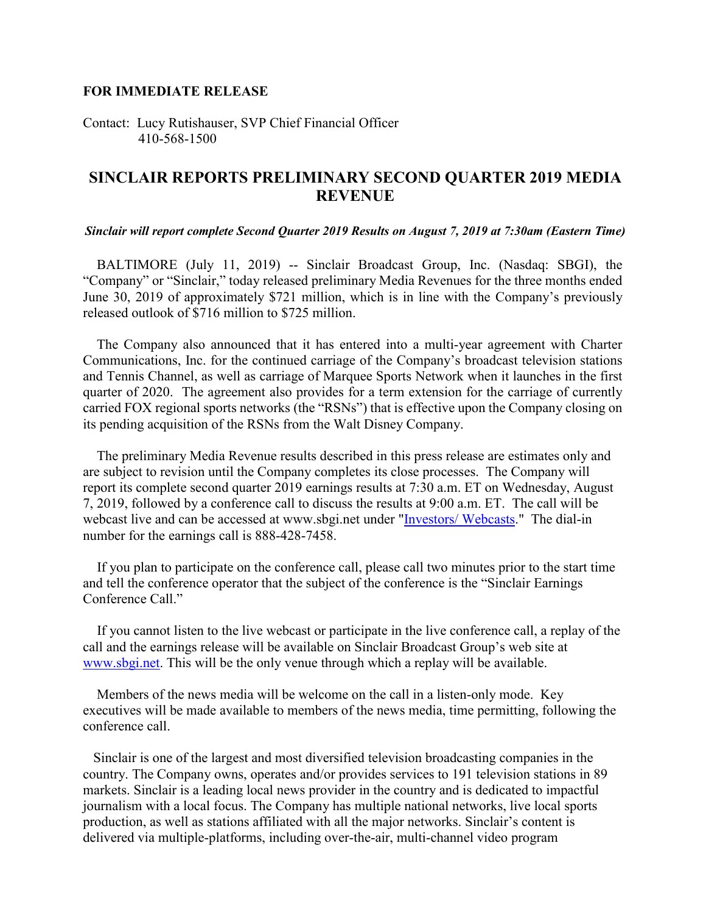**FOR IMMEDIATE RELEASE**

Contact: Lucy Rutishauser, SVP Chief Financial Officer
410-568-1500

# SINCLAIR REPORTS PRELIMINARY SECOND QUARTER 2019 MEDIA REVENUE

***Sinclair will report complete Second Quarter 2019 Results on August 7, 2019 at 7:30am (Eastern Time)***

BALTIMORE (July 11, 2019) -- Sinclair Broadcast Group, Inc. (Nasdaq: SBGI), the "Company" or "Sinclair," today released preliminary Media Revenues for the three months ended June 30, 2019 of approximately $721 million, which is in line with the Company's previously released outlook of $716 million to $725 million.

The Company also announced that it has entered into a multi-year agreement with Charter Communications, Inc. for the continued carriage of the Company's broadcast television stations and Tennis Channel, as well as carriage of Marquee Sports Network when it launches in the first quarter of 2020. The agreement also provides for a term extension for the carriage of currently carried FOX regional sports networks (the "RSNs") that is effective upon the Company closing on its pending acquisition of the RSNs from the Walt Disney Company.

The preliminary Media Revenue results described in this press release are estimates only and are subject to revision until the Company completes its close processes. The Company will report its complete second quarter 2019 earnings results at 7:30 a.m. ET on Wednesday, August 7, 2019, followed by a conference call to discuss the results at 9:00 a.m. ET. The call will be webcast live and can be accessed at www.sbgi.net under "Investors/ Webcasts." The dial-in number for the earnings call is 888-428-7458.

If you plan to participate on the conference call, please call two minutes prior to the start time and tell the conference operator that the subject of the conference is the "Sinclair Earnings Conference Call."

If you cannot listen to the live webcast or participate in the live conference call, a replay of the call and the earnings release will be available on Sinclair Broadcast Group's web site at www.sbgi.net. This will be the only venue through which a replay will be available.

Members of the news media will be welcome on the call in a listen-only mode. Key executives will be made available to members of the news media, time permitting, following the conference call.

Sinclair is one of the largest and most diversified television broadcasting companies in the country. The Company owns, operates and/or provides services to 191 television stations in 89 markets. Sinclair is a leading local news provider in the country and is dedicated to impactful journalism with a local focus. The Company has multiple national networks, live local sports production, as well as stations affiliated with all the major networks. Sinclair's content is delivered via multiple-platforms, including over-the-air, multi-channel video program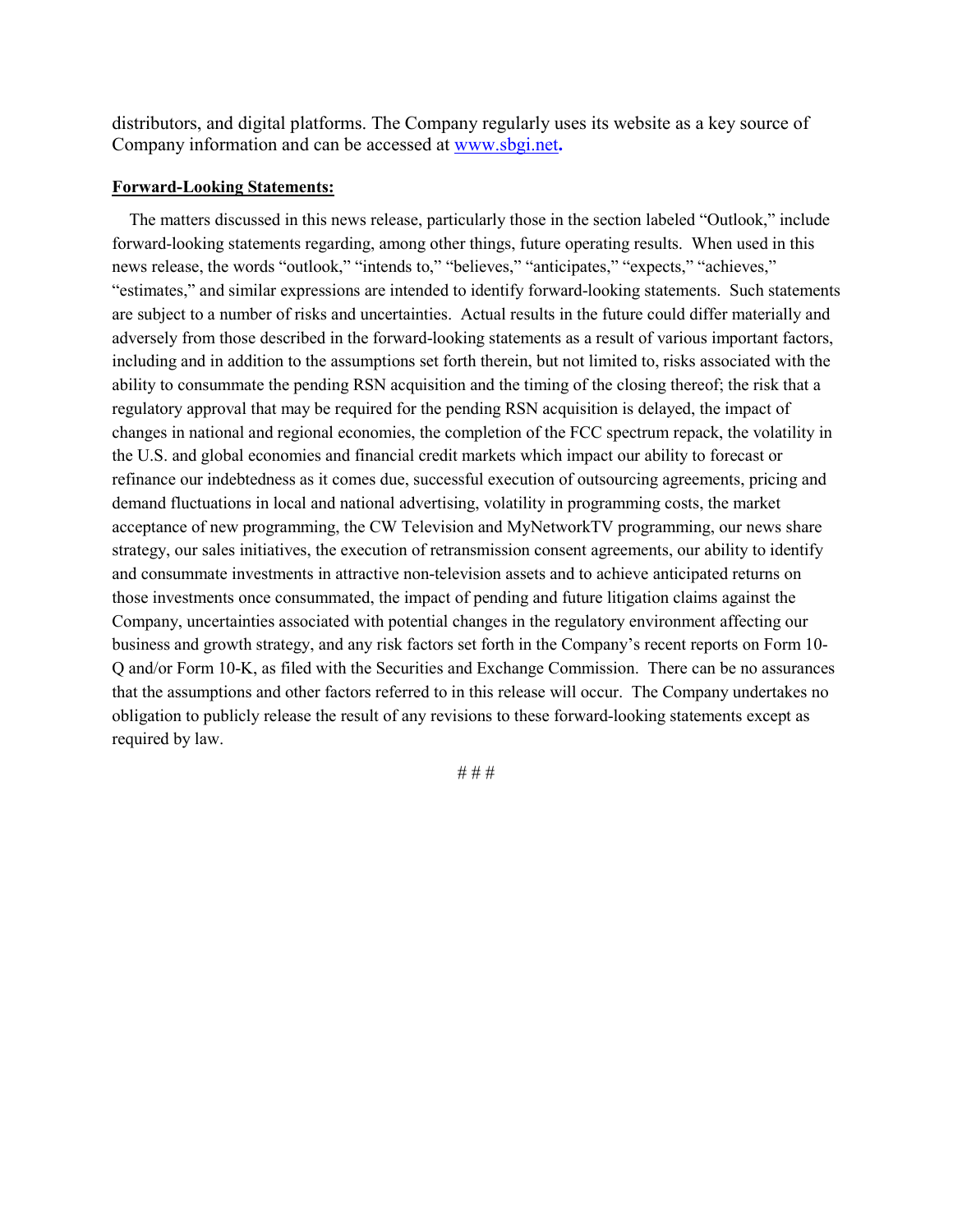distributors, and digital platforms. The Company regularly uses its website as a key source of Company information and can be accessed at [www.sbgi.net](http://www.sbgi.net)**.**

**Forward-Looking Statements:**

The matters discussed in this news release, particularly those in the section labeled "Outlook," include forward-looking statements regarding, among other things, future operating results. When used in this news release, the words "outlook," "intends to," "believes," "anticipates," "expects," "achieves," "estimates," and similar expressions are intended to identify forward-looking statements. Such statements are subject to a number of risks and uncertainties. Actual results in the future could differ materially and adversely from those described in the forward-looking statements as a result of various important factors, including and in addition to the assumptions set forth therein, but not limited to, risks associated with the ability to consummate the pending RSN acquisition and the timing of the closing thereof; the risk that a regulatory approval that may be required for the pending RSN acquisition is delayed, the impact of changes in national and regional economies, the completion of the FCC spectrum repack, the volatility in the U.S. and global economies and financial credit markets which impact our ability to forecast or refinance our indebtedness as it comes due, successful execution of outsourcing agreements, pricing and demand fluctuations in local and national advertising, volatility in programming costs, the market acceptance of new programming, the CW Television and MyNetworkTV programming, our news share strategy, our sales initiatives, the execution of retransmission consent agreements, our ability to identify and consummate investments in attractive non-television assets and to achieve anticipated returns on those investments once consummated, the impact of pending and future litigation claims against the Company, uncertainties associated with potential changes in the regulatory environment affecting our business and growth strategy, and any risk factors set forth in the Company's recent reports on Form 10-Q and/or Form 10-K, as filed with the Securities and Exchange Commission. There can be no assurances that the assumptions and other factors referred to in this release will occur. The Company undertakes no obligation to publicly release the result of any revisions to these forward-looking statements except as required by law.

# # #